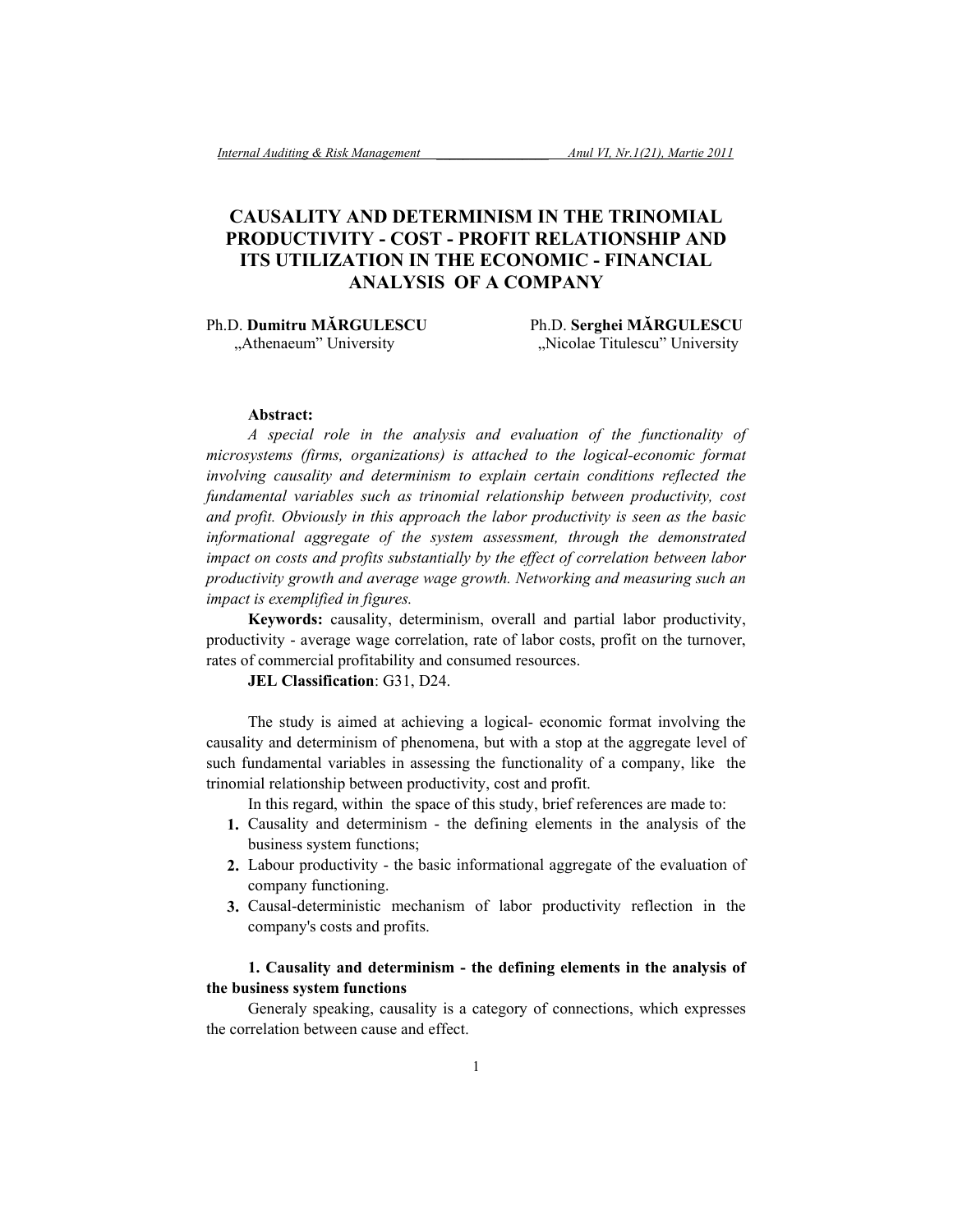# CAUSALITY AND DETERMINISM IN THE TRINOMIAL PRODUCTIVITY - COST - PROFIT RELATIONSHIP AND ITS UTILIZATION IN THE ECONOMIC - FINANCIAL ANALYSIS OF A COMPANY

Ph.D. **Dumitru MĂRGULESCU**
„Athenaeum" University

Ph.D. **Serghei MĂRGULESCU**
„Nicolae Titulescu" University

**Abstract:**

*A special role in the analysis and evaluation of the functionality of microsystems (firms, organizations) is attached to the logical-economic format involving causality and determinism to explain certain conditions reflected the fundamental variables such as trinomial relationship between productivity, cost and profit. Obviously in this approach the labor productivity is seen as the basic informational aggregate of the system assessment, through the demonstrated impact on costs and profits substantially by the effect of correlation between labor productivity growth and average wage growth. Networking and measuring such an impact is exemplified in figures.*

**Keywords:** causality, determinism, overall and partial labor productivity, productivity - average wage correlation, rate of labor costs, profit on the turnover, rates of commercial profitability and consumed resources.

**JEL Classification**: G31, D24.

The study is aimed at achieving a logical- economic format involving the causality and determinism of phenomena, but with a stop at the aggregate level of such fundamental variables in assessing the functionality of a company, like the trinomial relationship between productivity, cost and profit.

In this regard, within the space of this study, brief references are made to:

1. Causality and determinism - the defining elements in the analysis of the business system functions;
2. Labour productivity - the basic informational aggregate of the evaluation of company functioning.
3. Causal-deterministic mechanism of labor productivity reflection in the company's costs and profits.

## 1. Causality and determinism - the defining elements in the analysis of the business system functions

Generaly speaking, causality is a category of connections, which expresses the correlation between cause and effect.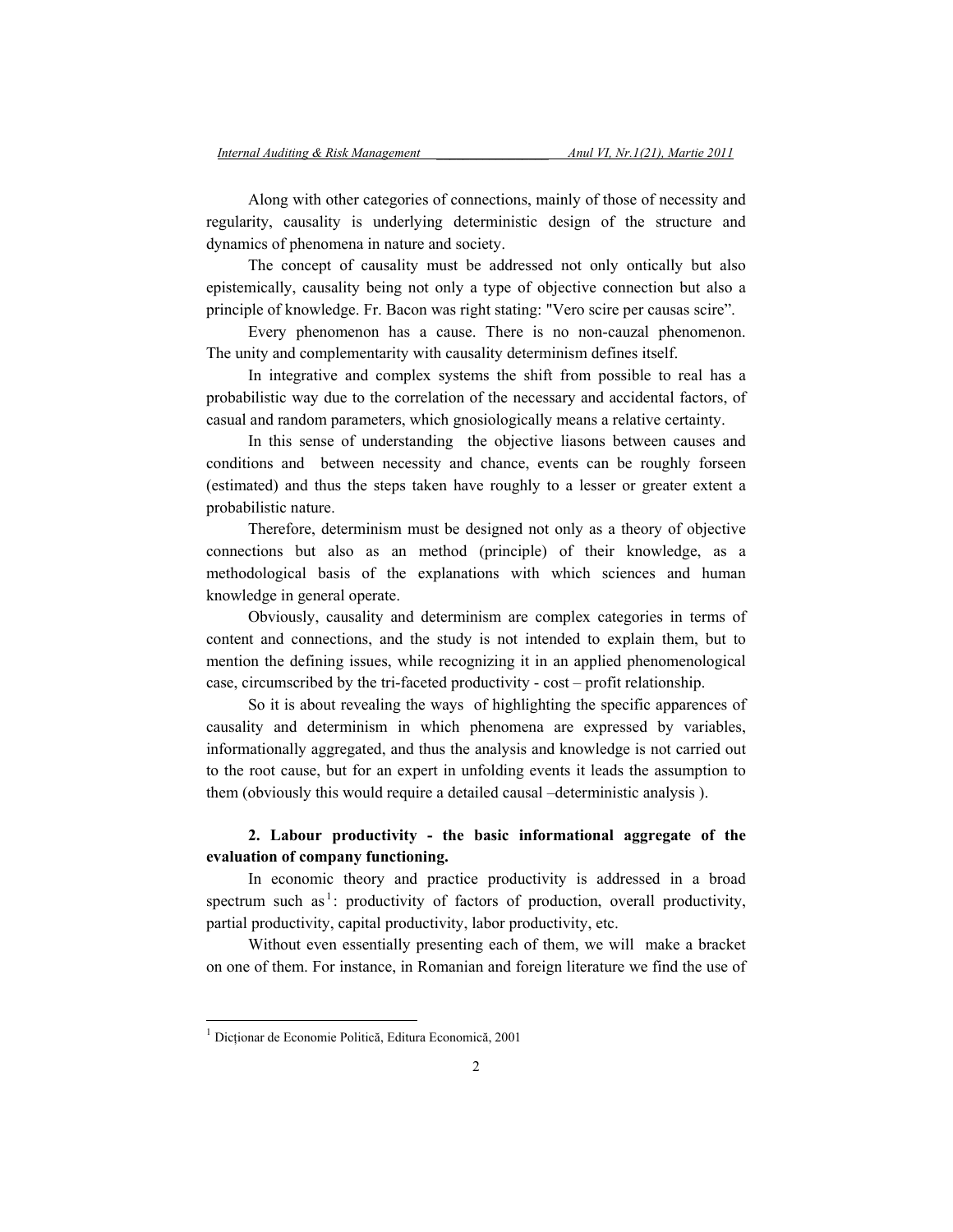Along with other categories of connections, mainly of those of necessity and regularity, causality is underlying deterministic design of the structure and dynamics of phenomena in nature and society.

The concept of causality must be addressed not only ontically but also epistemically, causality being not only a type of objective connection but also a principle of knowledge. Fr. Bacon was right stating: "Vero scire per causas scire".

Every phenomenon has a cause. There is no non-cauzal phenomenon. The unity and complementarity with causality determinism defines itself.

In integrative and complex systems the shift from possible to real has a probabilistic way due to the correlation of the necessary and accidental factors, of casual and random parameters, which gnosiologically means a relative certainty.

In this sense of understanding the objective liasons between causes and conditions and between necessity and chance, events can be roughly forseen (estimated) and thus the steps taken have roughly to a lesser or greater extent a probabilistic nature.

Therefore, determinism must be designed not only as a theory of objective connections but also as an method (principle) of their knowledge, as a methodological basis of the explanations with which sciences and human knowledge in general operate.

Obviously, causality and determinism are complex categories in terms of content and connections, and the study is not intended to explain them, but to mention the defining issues, while recognizing it in an applied phenomenological case, circumscribed by the tri-faceted productivity - cost – profit relationship.

So it is about revealing the ways of highlighting the specific apparences of causality and determinism in which phenomena are expressed by variables, informationally aggregated, and thus the analysis and knowledge is not carried out to the root cause, but for an expert in unfolding events it leads the assumption to them (obviously this would require a detailed causal –deterministic analysis ).

## 2. Labour productivity - the basic informational aggregate of the evaluation of company functioning.

In economic theory and practice productivity is addressed in a broad spectrum such as[1]: productivity of factors of production, overall productivity, partial productivity, capital productivity, labor productivity, etc.

Without even essentially presenting each of them, we will make a bracket on one of them. For instance, in Romanian and foreign literature we find the use of

---

[1] Dicționar de Economie Politică, Editura Economică, 2001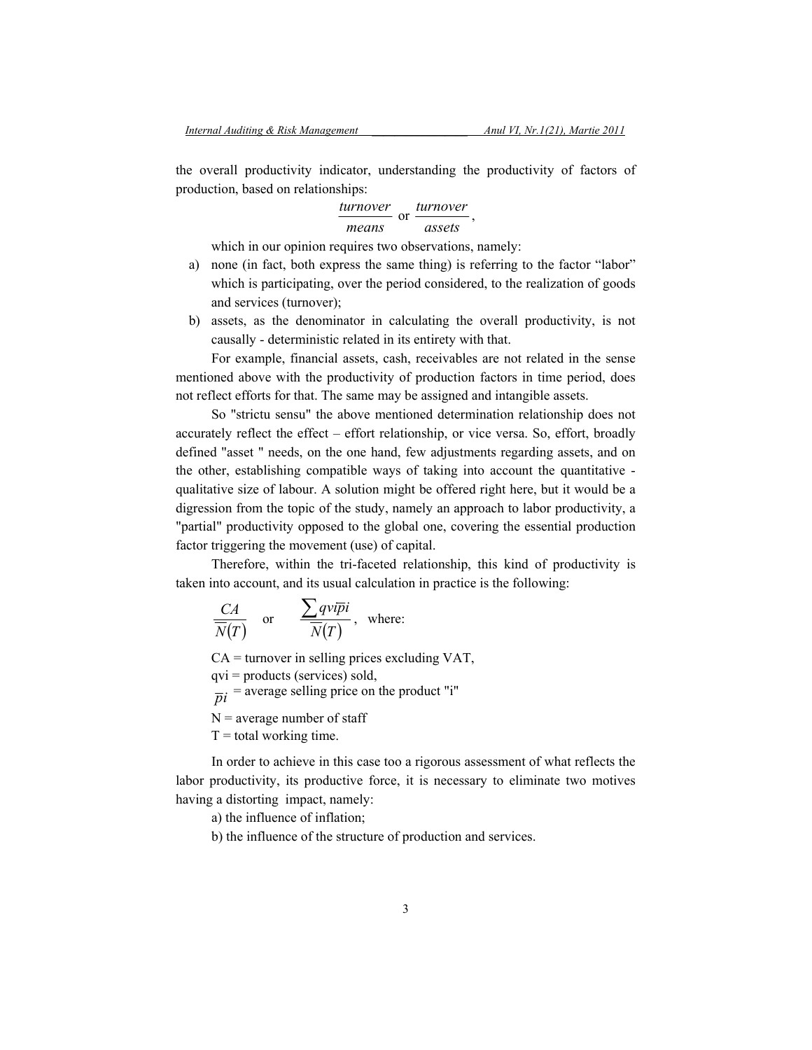the overall productivity indicator, understanding the productivity of factors of production, based on relationships:

$$\frac{turnover}{means} \text{ or } \frac{turnover}{assets},$$

which in our opinion requires two observations, namely:

a) none (in fact, both express the same thing) is referring to the factor "labor" which is participating, over the period considered, to the realization of goods and services (turnover);
b) assets, as the denominator in calculating the overall productivity, is not causally - deterministic related in its entirety with that.

For example, financial assets, cash, receivables are not related in the sense mentioned above with the productivity of production factors in time period, does not reflect efforts for that. The same may be assigned and intangible assets.

So "strictu sensu" the above mentioned determination relationship does not accurately reflect the effect – effort relationship, or vice versa. So, effort, broadly defined "asset " needs, on the one hand, few adjustments regarding assets, and on the other, establishing compatible ways of taking into account the quantitative - qualitative size of labour. A solution might be offered right here, but it would be a digression from the topic of the study, namely an approach to labor productivity, a "partial" productivity opposed to the global one, covering the essential production factor triggering the movement (use) of capital.

Therefore, within the tri-faceted relationship, this kind of productivity is taken into account, and its usual calculation in practice is the following:

$$\frac{CA}{\overline{N}(T)} \quad \text{or} \quad \frac{\sum qvi\overline{pi}}{\overline{N}(T)}, \quad \text{where:}$$

CA = turnover in selling prices excluding VAT,

qvi = products (services) sold,

$\overline{pi}$ = average selling price on the product "i"

N = average number of staff

T = total working time.

In order to achieve in this case too a rigorous assessment of what reflects the labor productivity, its productive force, it is necessary to eliminate two motives having a distorting impact, namely:

a) the influence of inflation;

b) the influence of the structure of production and services.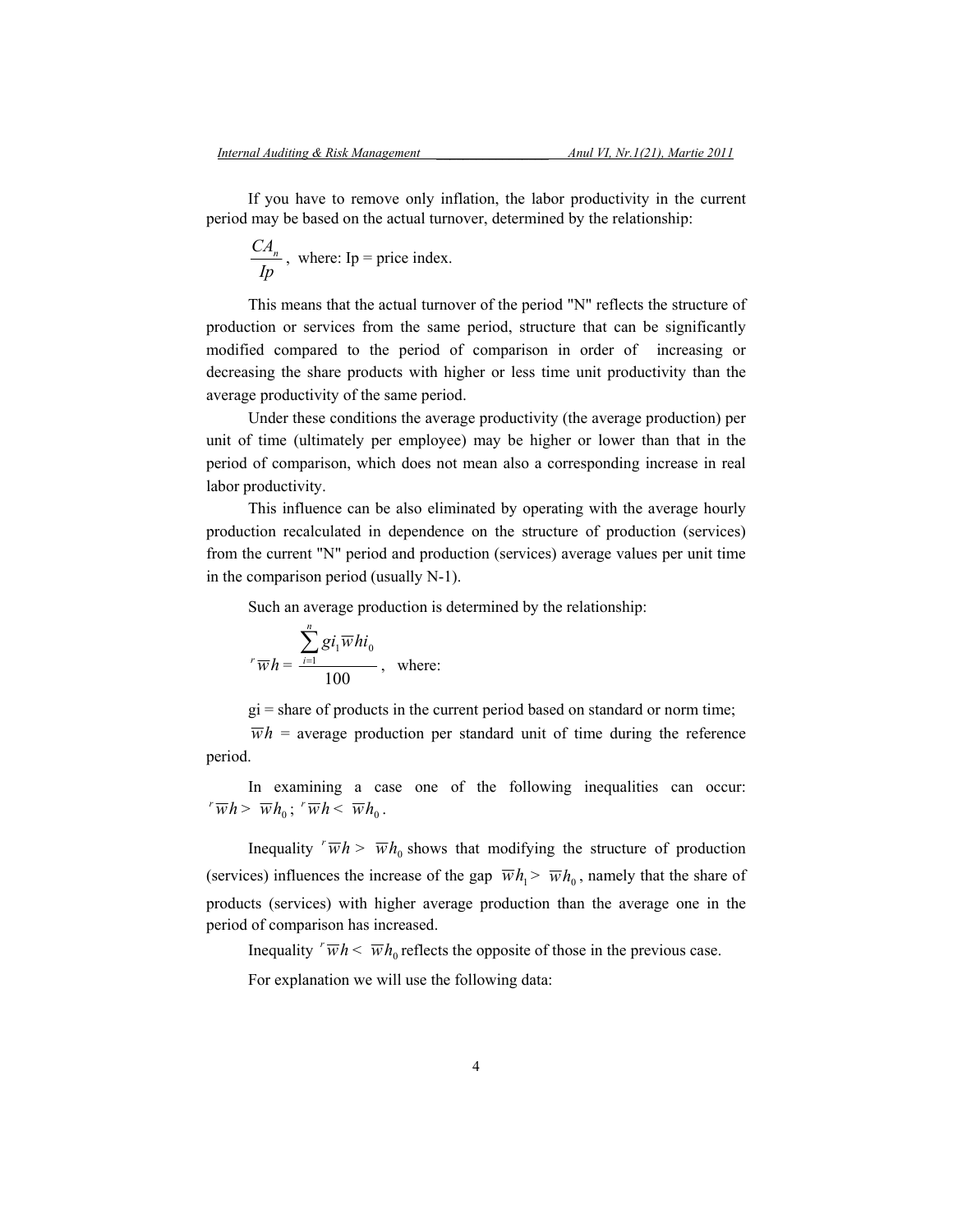If you have to remove only inflation, the labor productivity in the current period may be based on the actual turnover, determined by the relationship:

$\frac{CA_n}{Ip}$, where: Ip = price index.

This means that the actual turnover of the period "N" reflects the structure of production or services from the same period, structure that can be significantly modified compared to the period of comparison in order of increasing or decreasing the share products with higher or less time unit productivity than the average productivity of the same period.

Under these conditions the average productivity (the average production) per unit of time (ultimately per employee) may be higher or lower than that in the period of comparison, which does not mean also a corresponding increase in real labor productivity.

This influence can be also eliminated by operating with the average hourly production recalculated in dependence on the structure of production (services) from the current "N" period and production (services) average values per unit time in the comparison period (usually N-1).

Such an average production is determined by the relationship:

$$^{r}\overline{w}h = \frac{\sum_{i=1}^{n} gi_1 \overline{w}hi_0}{100}$$, where:

gi = share of products in the current period based on standard or norm time;

$\overline{w}h$ = average production per standard unit of time during the reference period.

In examining a case one of the following inequalities can occur: $^{r}\overline{w}h > \overline{w}h_0$; $^{r}\overline{w}h < \overline{w}h_0$.

Inequality $^{r}\overline{w}h > \overline{w}h_0$ shows that modifying the structure of production (services) influences the increase of the gap $\overline{w}h_1 > \overline{w}h_0$, namely that the share of products (services) with higher average production than the average one in the period of comparison has increased.

Inequality $^{r}\overline{w}h < \overline{w}h_0$ reflects the opposite of those in the previous case.

For explanation we will use the following data: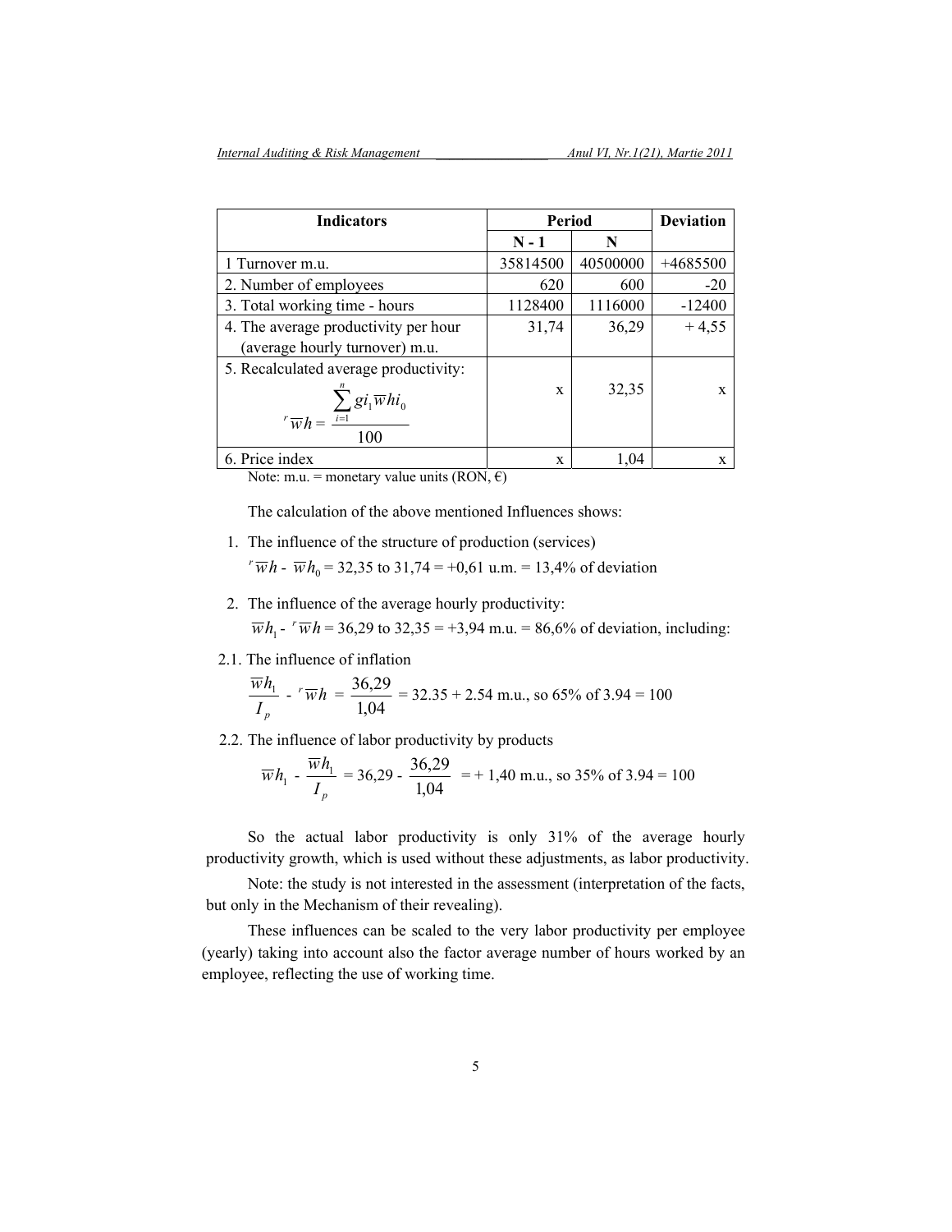| Indicators | Period | | Deviation |
|---|---|---|---|
| | N - 1 | N | |
| 1 Turnover m.u. | 35814500 | 40500000 | +4685500 |
| 2. Number of employees | 620 | 600 | -20 |
| 3. Total working time - hours | 1128400 | 1116000 | -12400 |
| 4. The average productivity per hour (average hourly turnover) m.u. | 31,74 | 36,29 | + 4,55 |
| 5. Recalculated average productivity: $^{r}\overline{w}h = \dfrac{\sum_{i=1}^{n} gi_1 \overline{w}hi_0}{100}$ | x | 32,35 | x |
| 6. Price index | x | 1,04 | x |

Note: m.u. = monetary value units (RON, €)

The calculation of the above mentioned Influences shows:

1. The influence of the structure of production (services)

   $^{r}\overline{w}h$ - $\overline{w}h_0$ = 32,35 to 31,74 = +0,61 u.m. = 13,4% of deviation

2. The influence of the average hourly productivity:

   $\overline{w}h_1$ - $^{r}\overline{w}h$ = 36,29 to 32,35 = +3,94 m.u. = 86,6% of deviation, including:

2.1. The influence of inflation

$$\frac{\overline{w}h_1}{I_p} - {}^{r}\overline{w}h = \frac{36{,}29}{1{,}04} = 32.35 + 2.54 \text{ m.u., so } 65\% \text{ of } 3.94 = 100$$

2.2. The influence of labor productivity by products

$$\overline{w}h_1 - \frac{\overline{w}h_1}{I_p} = 36{,}29 - \frac{36{,}29}{1{,}04} = +\,1{,}40 \text{ m.u., so } 35\% \text{ of } 3.94 = 100$$

So the actual labor productivity is only 31% of the average hourly productivity growth, which is used without these adjustments, as labor productivity.

Note: the study is not interested in the assessment (interpretation of the facts, but only in the Mechanism of their revealing).

These influences can be scaled to the very labor productivity per employee (yearly) taking into account also the factor average number of hours worked by an employee, reflecting the use of working time.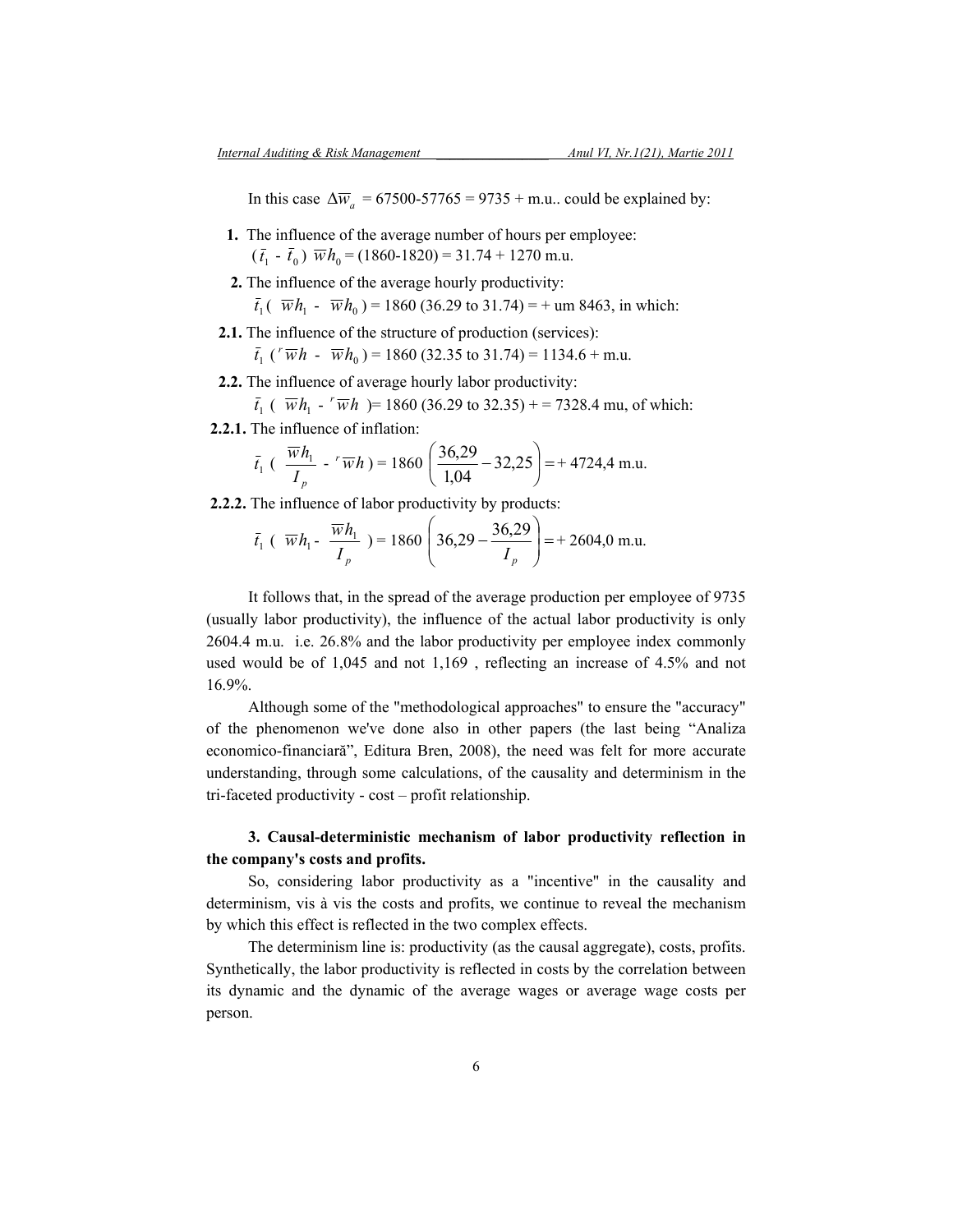In this case $\Delta \overline{w}_a$ = 67500-57765 = 9735 + m.u.. could be explained by:

**1.** The influence of the average number of hours per employee:

$(\bar{t}_1 - \bar{t}_0)\ \overline{w}h_0$ = (1860-1820) = 31.74 + 1270 m.u.

**2.** The influence of the average hourly productivity:

$\bar{t}_1(\ \overline{w}h_1 - \overline{w}h_0)$ = 1860 (36.29 to 31.74) = + um 8463, in which:

**2.1.** The influence of the structure of production (services):

$\bar{t}_1\ ({}^{r}\overline{w}h - \overline{w}h_0)$ = 1860 (32.35 to 31.74) = 1134.6 + m.u.

**2.2.** The influence of average hourly labor productivity:

$\bar{t}_1\ (\ \overline{w}h_1 - {}^{r}\overline{w}h\ )$= 1860 (36.29 to 32.35) + = 7328.4 mu, of which:

**2.2.1.** The influence of inflation:

$$\bar{t}_1\ \left(\frac{\overline{w}h_1}{I_p} - {}^{r}\overline{w}h\right) = 1860\left(\frac{36,29}{1,04} - 32,25\right) = +\ 4724,4 \text{ m.u.}$$

**2.2.2.** The influence of labor productivity by products:

$$\bar{t}_1\ \left(\overline{w}h_1 - \frac{\overline{w}h_1}{I_p}\right) = 1860\left(36,29 - \frac{36,29}{I_p}\right) = +\ 2604,0 \text{ m.u.}$$

It follows that, in the spread of the average production per employee of 9735 (usually labor productivity), the influence of the actual labor productivity is only 2604.4 m.u. i.e. 26.8% and the labor productivity per employee index commonly used would be of 1,045 and not 1,169 , reflecting an increase of 4.5% and not 16.9%.

Although some of the "methodological approaches" to ensure the "accuracy" of the phenomenon we've done also in other papers (the last being "Analiza economico-financiară", Editura Bren, 2008), the need was felt for more accurate understanding, through some calculations, of the causality and determinism in the tri-faceted productivity - cost – profit relationship.

**3. Causal-deterministic mechanism of labor productivity reflection in the company's costs and profits.**

So, considering labor productivity as a "incentive" in the causality and determinism, vis à vis the costs and profits, we continue to reveal the mechanism by which this effect is reflected in the two complex effects.

The determinism line is: productivity (as the causal aggregate), costs, profits. Synthetically, the labor productivity is reflected in costs by the correlation between its dynamic and the dynamic of the average wages or average wage costs per person.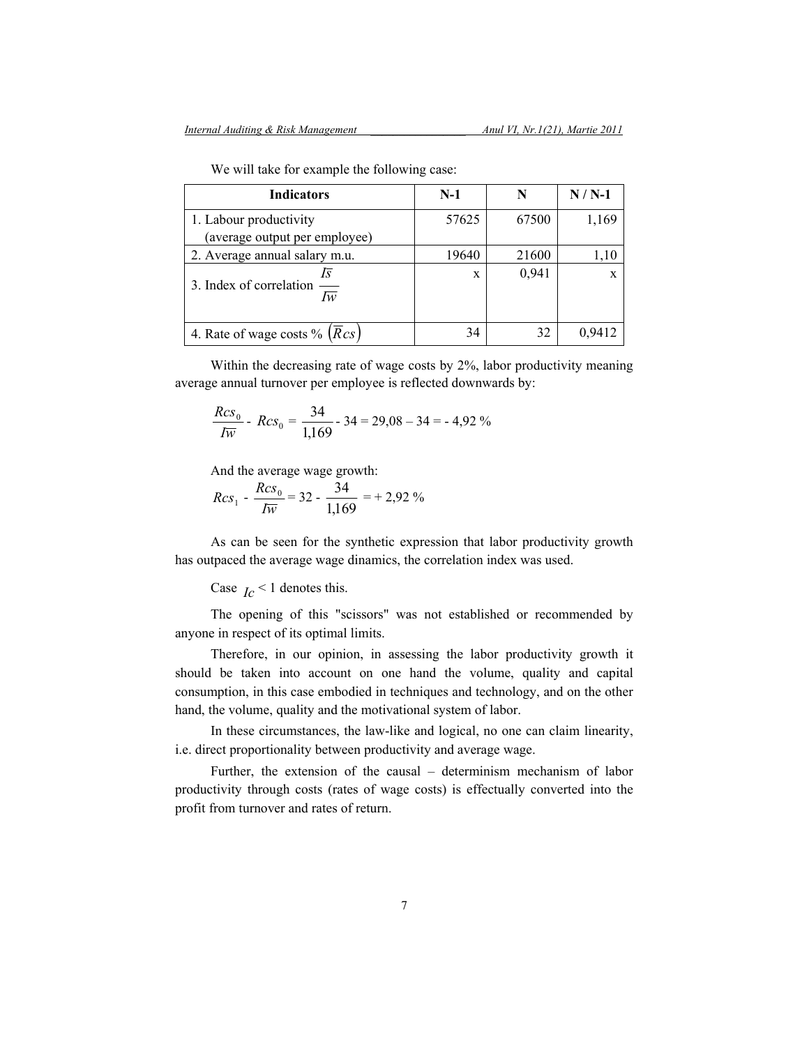We will take for example the following case:

| Indicators | N-1 | N | N / N-1 |
|---|---|---|---|
| 1. Labour productivity (average output per employee) | 57625 | 67500 | 1,169 |
| 2. Average annual salary m.u. | 19640 | 21600 | 1,10 |
| 3. Index of correlation $\frac{I\overline{s}}{I\overline{w}}$ | x | 0,941 | x |
| 4. Rate of wage costs % $\left(\overline{R}cs\right)$ | 34 | 32 | 0,9412 |

Within the decreasing rate of wage costs by 2%, labor productivity meaning average annual turnover per employee is reflected downwards by:

$$\frac{Rcs_0}{I\overline{w}} - Rcs_0 = \frac{34}{1{,}169} - 34 = 29{,}08 - 34 = -4{,}92\ \%$$

And the average wage growth:

$$Rcs_1 - \frac{Rcs_0}{I\overline{w}} = 32 - \frac{34}{1{,}169} = +2{,}92\ \%$$

As can be seen for the synthetic expression that labor productivity growth has outpaced the average wage dinamics, the correlation index was used.

Case $I_c < 1$ denotes this.

The opening of this "scissors" was not established or recommended by anyone in respect of its optimal limits.

Therefore, in our opinion, in assessing the labor productivity growth it should be taken into account on one hand the volume, quality and capital consumption, in this case embodied in techniques and technology, and on the other hand, the volume, quality and the motivational system of labor.

In these circumstances, the law-like and logical, no one can claim linearity, i.e. direct proportionality between productivity and average wage.

Further, the extension of the causal – determinism mechanism of labor productivity through costs (rates of wage costs) is effectually converted into the profit from turnover and rates of return.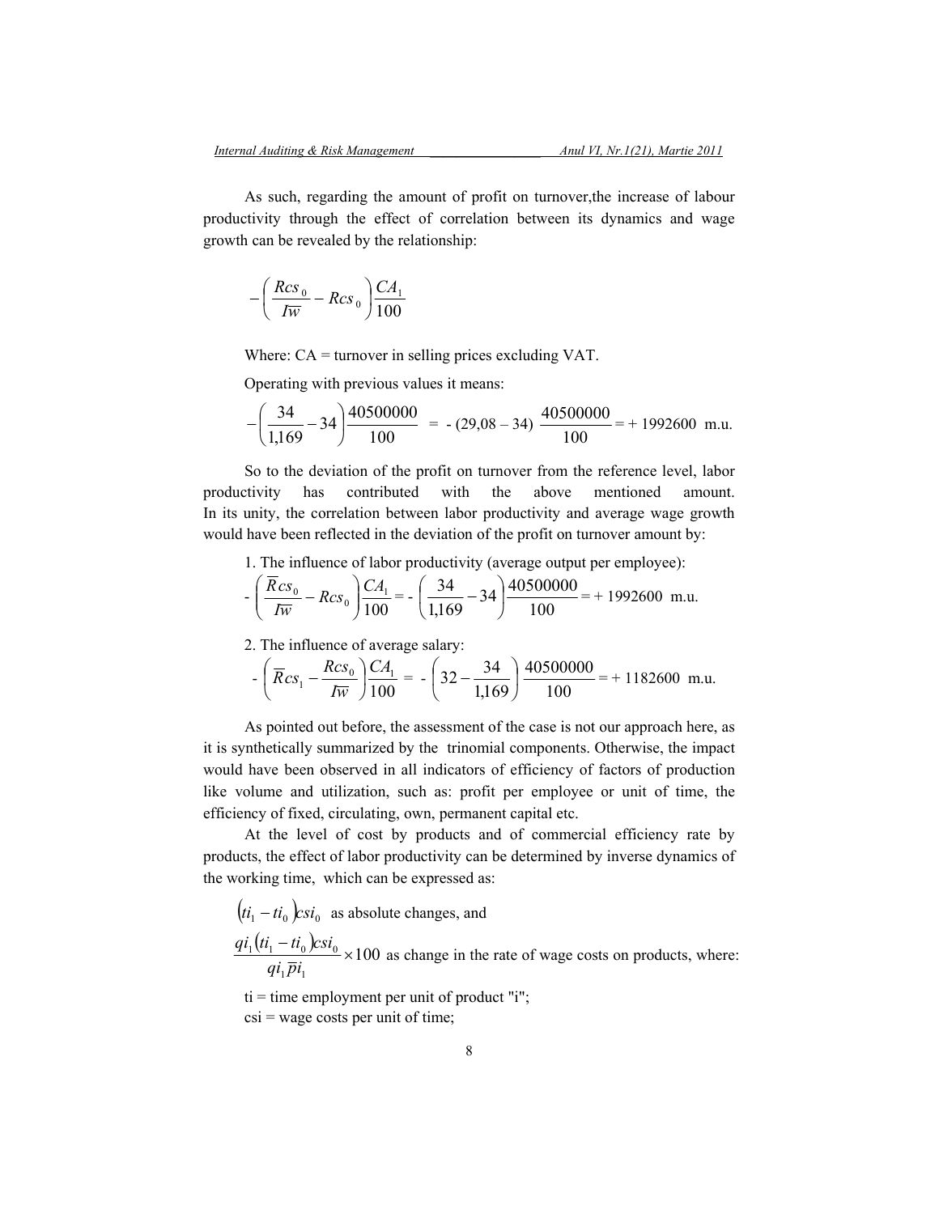As such, regarding the amount of profit on turnover,the increase of labour productivity through the effect of correlation between its dynamics and wage growth can be revealed by the relationship:

$$-\left(\frac{Rcs_0}{I\overline{w}} - Rcs_0\right)\frac{CA_1}{100}$$

Where: CA = turnover in selling prices excluding VAT.

Operating with previous values it means:

$$-\left(\frac{34}{1,169} - 34\right)\frac{40500000}{100} \;=\; -\,(29,08 - 34)\;\frac{40500000}{100} = +\;1992600 \;\text{ m.u.}$$

So to the deviation of the profit on turnover from the reference level, labor productivity has contributed with the above mentioned amount. In its unity, the correlation between labor productivity and average wage growth would have been reflected in the deviation of the profit on turnover amount by:

1. The influence of labor productivity (average output per employee):

$$-\left(\frac{\overline{R}cs_0}{I\overline{w}} - Rcs_0\right)\frac{CA_1}{100} = -\left(\frac{34}{1,169} - 34\right)\frac{40500000}{100} = +\;1992600 \;\text{ m.u.}$$

2. The influence of average salary:

$$-\left(\overline{R}cs_1 - \frac{Rcs_0}{I\overline{w}}\right)\frac{CA_1}{100} \;=\; -\left(32 - \frac{34}{1,169}\right)\frac{40500000}{100} = +\;1182600 \;\text{ m.u.}$$

As pointed out before, the assessment of the case is not our approach here, as it is synthetically summarized by the trinomial components. Otherwise, the impact would have been observed in all indicators of efficiency of factors of production like volume and utilization, such as: profit per employee or unit of time, the efficiency of fixed, circulating, own, permanent capital etc.

At the level of cost by products and of commercial efficiency rate by products, the effect of labor productivity can be determined by inverse dynamics of the working time, which can be expressed as:

$(ti_1 - ti_0)csi_0$ as absolute changes, and

$\dfrac{qi_1(ti_1 - ti_0)csi_0}{qi_1\overline{p}i_1} \times 100$ as change in the rate of wage costs on products, where:

ti = time employment per unit of product "i";

csi = wage costs per unit of time;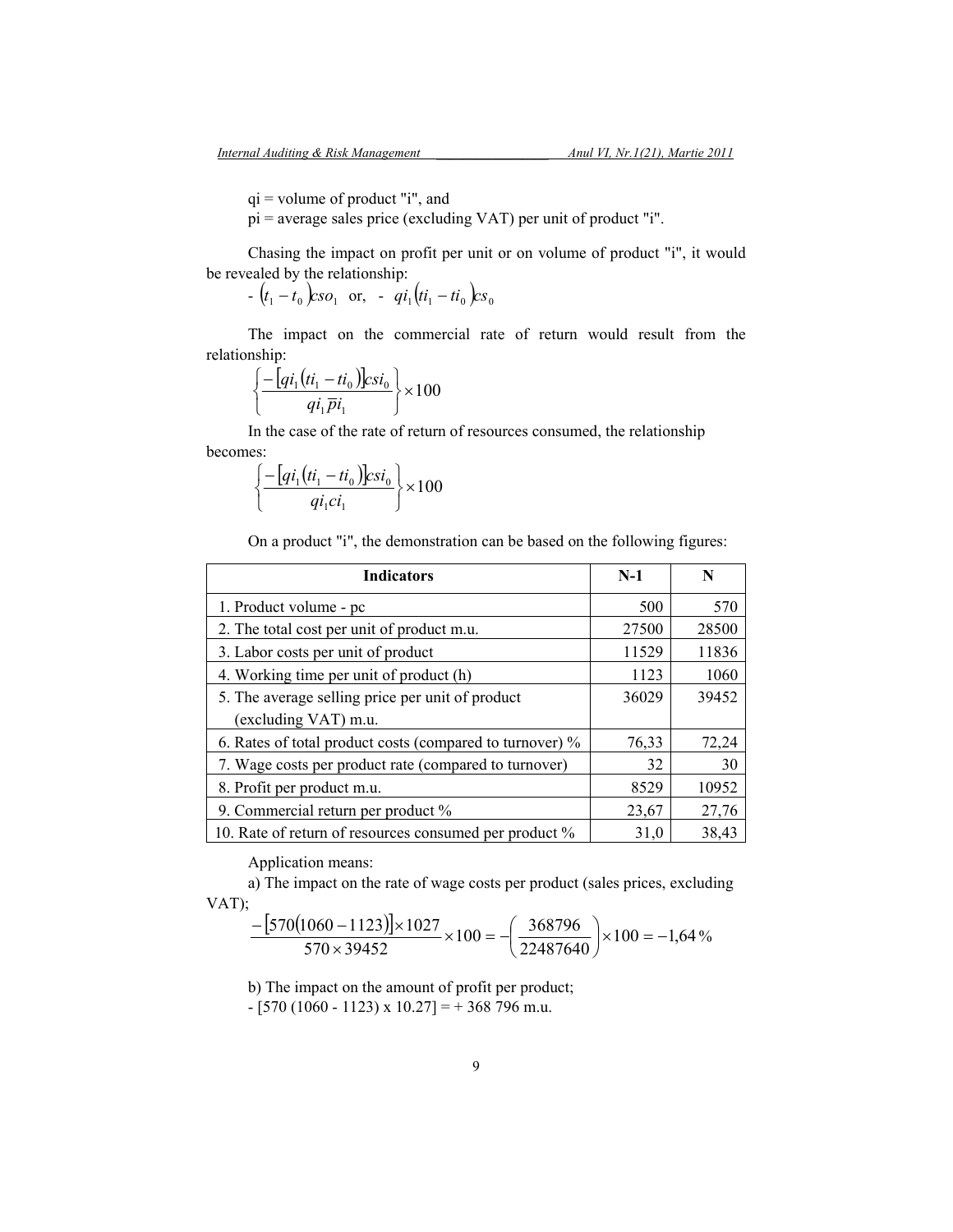qi = volume of product "i", and

pi = average sales price (excluding VAT) per unit of product "i".

Chasing the impact on profit per unit or on volume of product "i", it would be revealed by the relationship:

- $(t_1 - t_0)cso_1$ or, - $qi_1(ti_1 - ti_0)cs_0$

The impact on the commercial rate of return would result from the relationship:

$$\left\{\frac{-[qi_1(ti_1 - ti_0)]csi_0}{qi_1 \overline{p}i_1}\right\} \times 100$$

In the case of the rate of return of resources consumed, the relationship becomes:

$$\left\{\frac{-[qi_1(ti_1 - ti_0)]csi_0}{qi_1 ci_1}\right\} \times 100$$

On a product "i", the demonstration can be based on the following figures:

| Indicators | N-1 | N |
|---|---|---|
| 1. Product volume - pc | 500 | 570 |
| 2. The total cost per unit of product m.u. | 27500 | 28500 |
| 3. Labor costs per unit of product | 11529 | 11836 |
| 4. Working time per unit of product (h) | 1123 | 1060 |
| 5. The average selling price per unit of product (excluding VAT) m.u. | 36029 | 39452 |
| 6. Rates of total product costs (compared to turnover) % | 76,33 | 72,24 |
| 7. Wage costs per product rate (compared to turnover) | 32 | 30 |
| 8. Profit per product m.u. | 8529 | 10952 |
| 9. Commercial return per product % | 23,67 | 27,76 |
| 10. Rate of return of resources consumed per product % | 31,0 | 38,43 |

Application means:

a) The impact on the rate of wage costs per product (sales prices, excluding VAT);

$$\frac{-[570(1060 - 1123)] \times 1027}{570 \times 39452} \times 100 = -\left(\frac{368796}{22487640}\right) \times 100 = -1{,}64\,\%$$

b) The impact on the amount of profit per product;

- [570 (1060 - 1123) x 10.27] = + 368 796 m.u.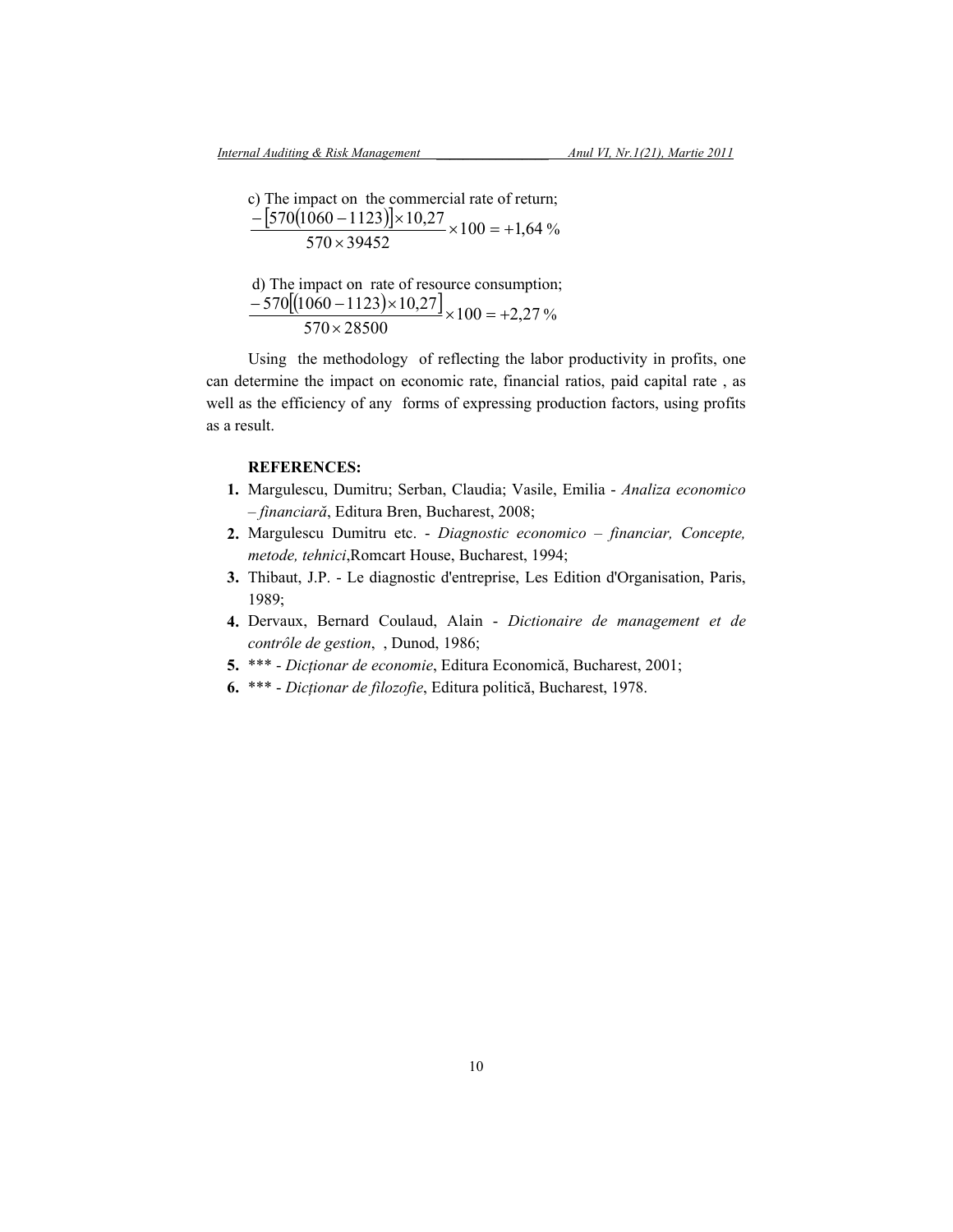c) The impact on the commercial rate of return;

$$\frac{-\left[570\left(1060-1123\right)\right]\times 10{,}27}{570\times 39452}\times 100 = +1{,}64\ \%$$

d) The impact on rate of resource consumption;

$$\frac{-570\left[\left(1060-1123\right)\times 10{,}27\right]}{570\times 28500}\times 100 = +2{,}27\ \%$$

Using the methodology of reflecting the labor productivity in profits, one can determine the impact on economic rate, financial ratios, paid capital rate , as well as the efficiency of any forms of expressing production factors, using profits as a result.

**REFERENCES:**

1. Margulescu, Dumitru; Serban, Claudia; Vasile, Emilia - *Analiza economico – financiară*, Editura Bren, Bucharest, 2008;
2. Margulescu Dumitru etc. - *Diagnostic economico – financiar, Concepte, metode, tehnici*,Romcart House, Bucharest, 1994;
3. Thibaut, J.P. - Le diagnostic d'entreprise, Les Edition d'Organisation, Paris, 1989;
4. Dervaux, Bernard Coulaud, Alain - *Dictionaire de management et de contrôle de gestion*, , Dunod, 1986;
5. *** - *Dicționar de economie*, Editura Economică, Bucharest, 2001;
6. *** - *Dicționar de filozofie*, Editura politică, Bucharest, 1978.